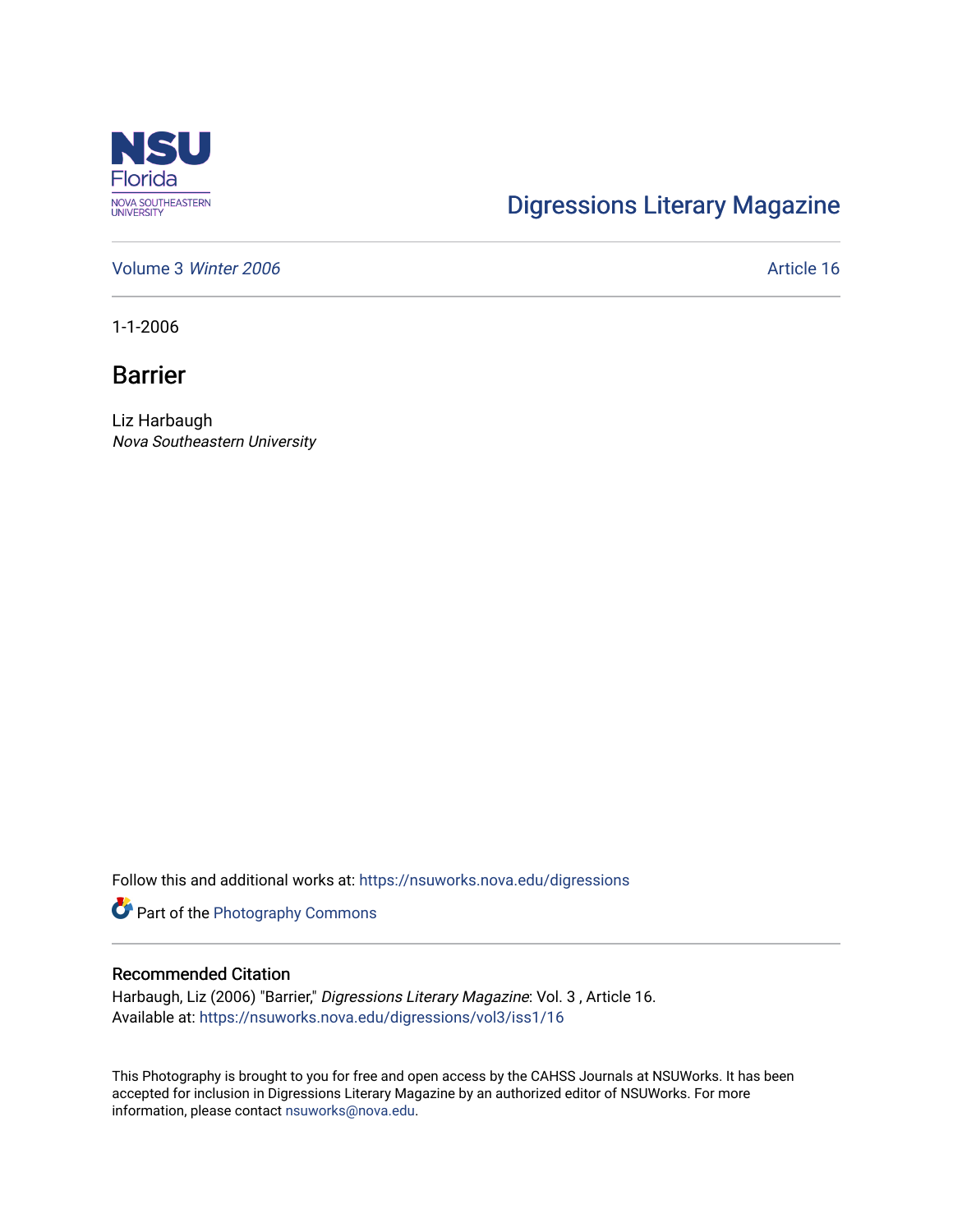Digressions Literary Magazine

Volume 3 *Winter 2006*

Article 16

1-1-2006

# Barrier

Liz Harbaugh
*Nova Southeastern University*

Follow this and additional works at: https://nsuworks.nova.edu/digressions

Part of the Photography Commons

## Recommended Citation

Harbaugh, Liz (2006) "Barrier," *Digressions Literary Magazine*: Vol. 3 , Article 16.
Available at: https://nsuworks.nova.edu/digressions/vol3/iss1/16

This Photography is brought to you for free and open access by the CAHSS Journals at NSUWorks. It has been accepted for inclusion in Digressions Literary Magazine by an authorized editor of NSUWorks. For more information, please contact nsuworks@nova.edu.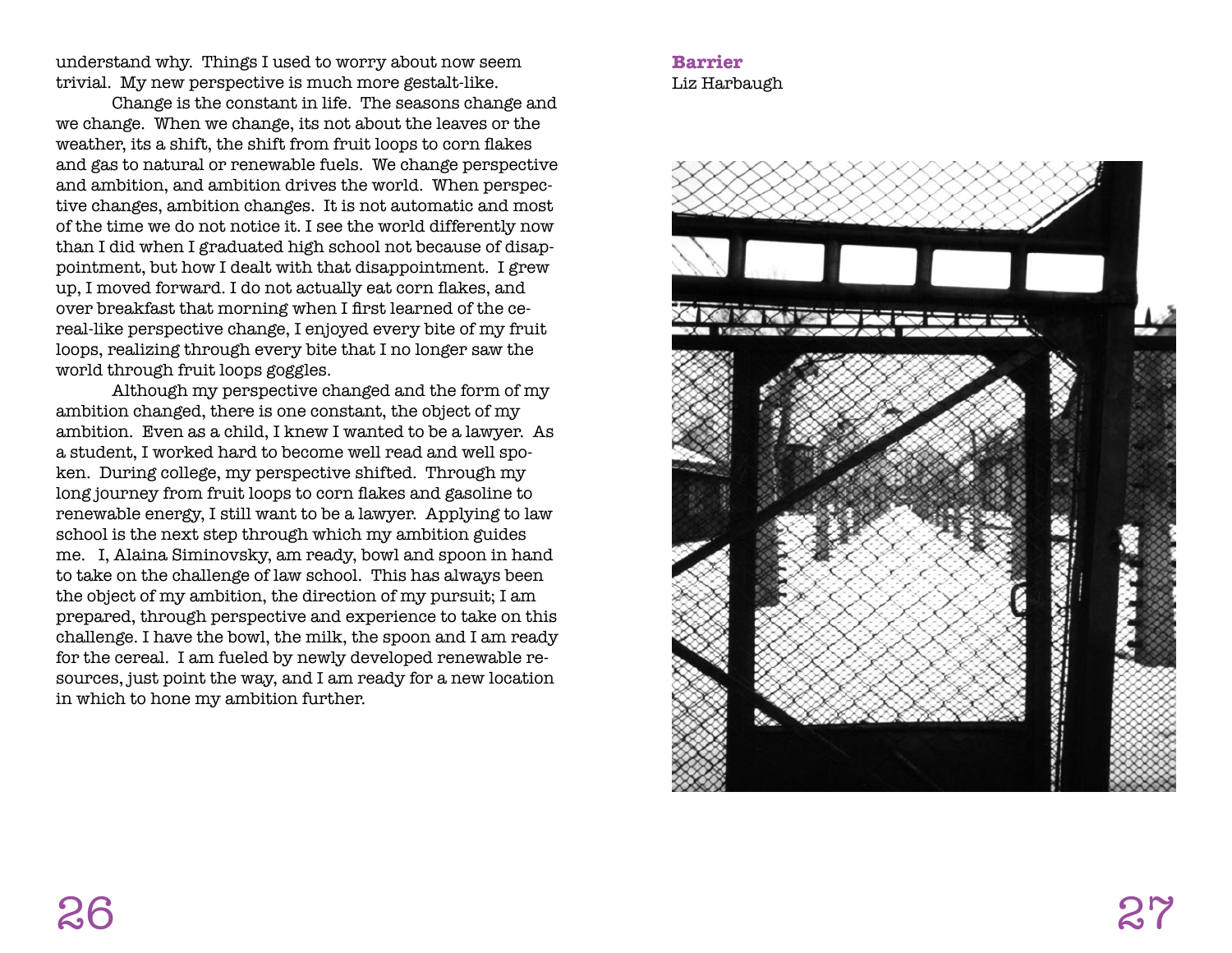understand why. Things I used to worry about now seem trivial. My new perspective is much more gestalt-like.

Change is the constant in life. The seasons change and we change. When we change, its not about the leaves or the weather, its a shift, the shift from fruit loops to corn flakes and gas to natural or renewable fuels. We change perspective and ambition, and ambition drives the world. When perspective changes, ambition changes. It is not automatic and most of the time we do not notice it. I see the world differently now than I did when I graduated high school not because of disappointment, but how I dealt with that disappointment. I grew up, I moved forward. I do not actually eat corn flakes, and over breakfast that morning when I first learned of the cereal-like perspective change, I enjoyed every bite of my fruit loops, realizing through every bite that I no longer saw the world through fruit loops goggles.

Although my perspective changed and the form of my ambition changed, there is one constant, the object of my ambition. Even as a child, I knew I wanted to be a lawyer. As a student, I worked hard to become well read and well spoken. During college, my perspective shifted. Through my long journey from fruit loops to corn flakes and gasoline to renewable energy, I still want to be a lawyer. Applying to law school is the next step through which my ambition guides me. I, Alaina Siminovsky, am ready, bowl and spoon in hand to take on the challenge of law school. This has always been the object of my ambition, the direction of my pursuit; I am prepared, through perspective and experience to take on this challenge. I have the bowl, the milk, the spoon and I am ready for the cereal. I am fueled by newly developed renewable resources, just point the way, and I am ready for a new location in which to hone my ambition further.

**Barrier**

Liz Harbaugh